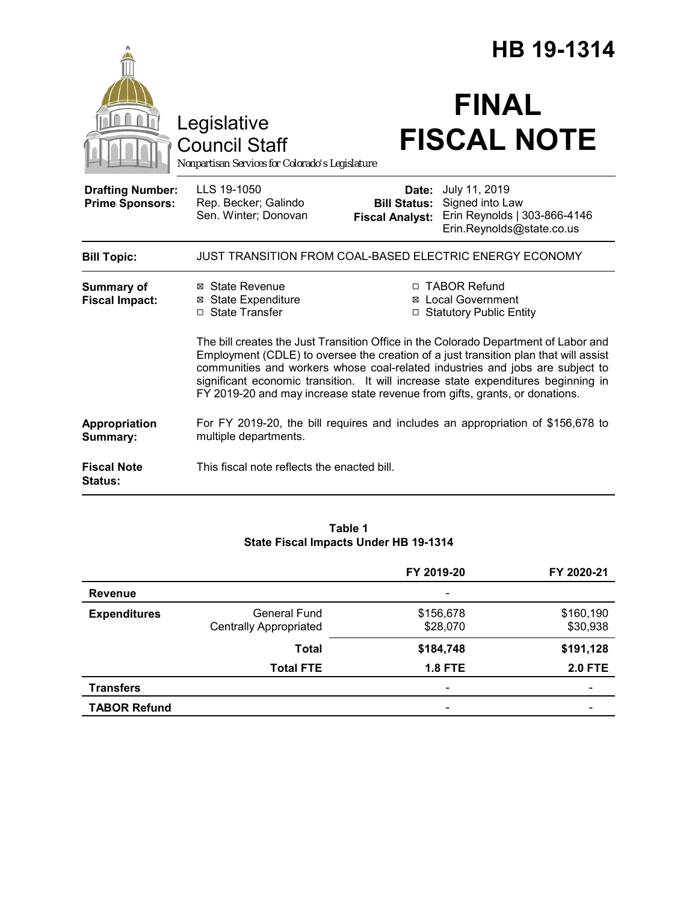# HB 19-1314

Legislative Council Staff

*Nonpartisan Services for Colorado's Legislature*

# FINAL FISCAL NOTE

| | | | |
|---|---|---|---|
| **Drafting Number:** | LLS 19-1050 | **Date:** | July 11, 2019 |
| **Prime Sponsors:** | Rep. Becker; Galindo<br>Sen. Winter; Donovan | **Bill Status:** | Signed into Law |
| | | **Fiscal Analyst:** | Erin Reynolds \| 303-866-4146<br>Erin.Reynolds@state.co.us |

| | |
|---|---|
| **Bill Topic:** | JUST TRANSITION FROM COAL-BASED ELECTRIC ENERGY ECONOMY |

**Summary of Fiscal Impact:**

- ☒ State Revenue
- ☒ State Expenditure
- ☐ State Transfer
- ☐ TABOR Refund
- ☒ Local Government
- ☐ Statutory Public Entity

The bill creates the Just Transition Office in the Colorado Department of Labor and Employment (CDLE) to oversee the creation of a just transition plan that will assist communities and workers whose coal-related industries and jobs are subject to significant economic transition. It will increase state expenditures beginning in FY 2019-20 and may increase state revenue from gifts, grants, or donations.

**Appropriation Summary:** For FY 2019-20, the bill requires and includes an appropriation of $156,678 to multiple departments.

**Fiscal Note Status:** This fiscal note reflects the enacted bill.

**Table 1**
**State Fiscal Impacts Under HB 19-1314**

| | | FY 2019-20 | FY 2020-21 |
|---|---|---|---|
| **Revenue** | | - | |
| **Expenditures** | General Fund | $156,678 | $160,190 |
| | Centrally Appropriated | $28,070 | $30,938 |
| | **Total** | **$184,748** | **$191,128** |
| | **Total FTE** | **1.8 FTE** | **2.0 FTE** |
| **Transfers** | | - | - |
| **TABOR Refund** | | - | - |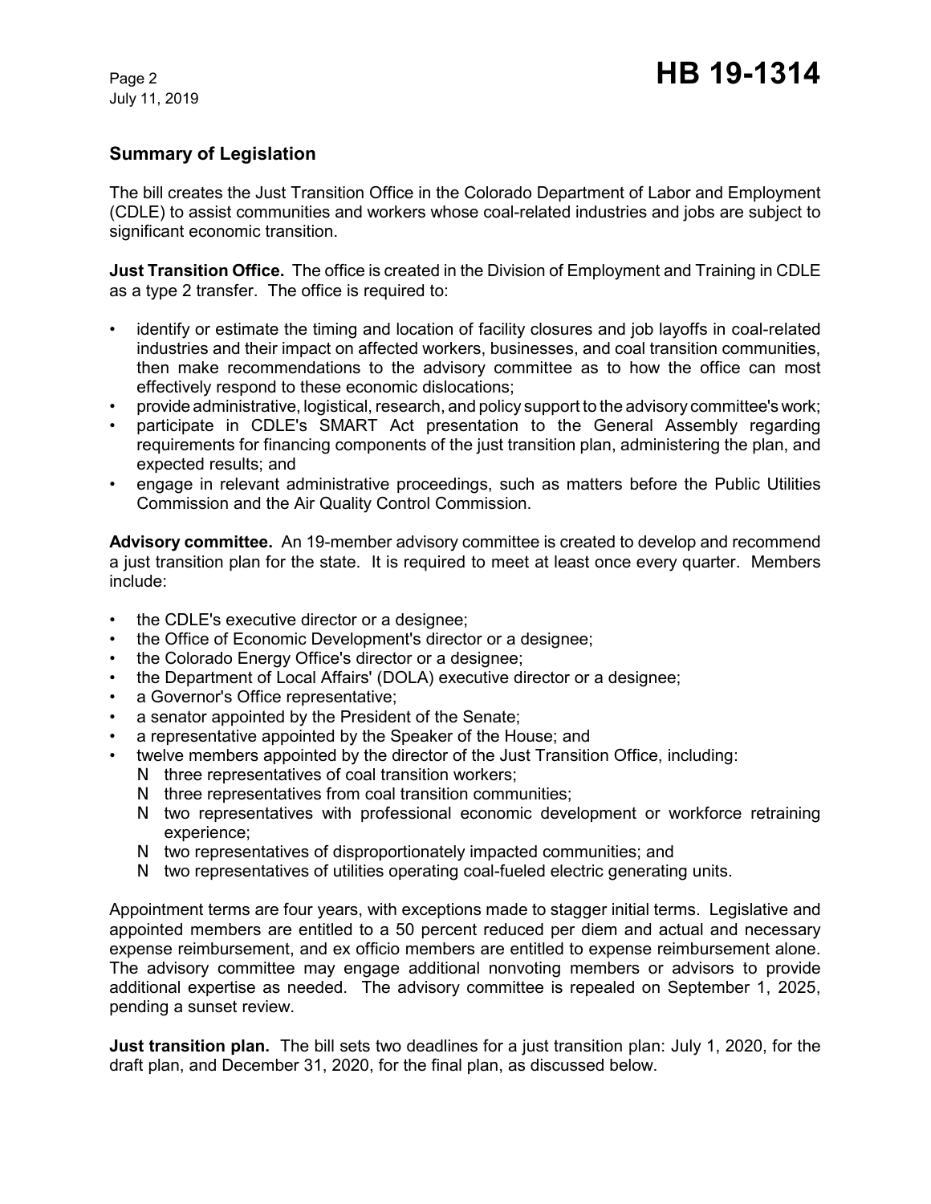## Summary of Legislation

The bill creates the Just Transition Office in the Colorado Department of Labor and Employment (CDLE) to assist communities and workers whose coal-related industries and jobs are subject to significant economic transition.

**Just Transition Office.** The office is created in the Division of Employment and Training in CDLE as a type 2 transfer. The office is required to:

- identify or estimate the timing and location of facility closures and job layoffs in coal-related industries and their impact on affected workers, businesses, and coal transition communities, then make recommendations to the advisory committee as to how the office can most effectively respond to these economic dislocations;
- provide administrative, logistical, research, and policy support to the advisory committee's work;
- participate in CDLE's SMART Act presentation to the General Assembly regarding requirements for financing components of the just transition plan, administering the plan, and expected results; and
- engage in relevant administrative proceedings, such as matters before the Public Utilities Commission and the Air Quality Control Commission.

**Advisory committee.** An 19-member advisory committee is created to develop and recommend a just transition plan for the state. It is required to meet at least once every quarter. Members include:

- the CDLE's executive director or a designee;
- the Office of Economic Development's director or a designee;
- the Colorado Energy Office's director or a designee;
- the Department of Local Affairs' (DOLA) executive director or a designee;
- a Governor's Office representative;
- a senator appointed by the President of the Senate;
- a representative appointed by the Speaker of the House; and
- twelve members appointed by the director of the Just Transition Office, including:
  - three representatives of coal transition workers;
  - three representatives from coal transition communities;
  - two representatives with professional economic development or workforce retraining experience;
  - two representatives of disproportionately impacted communities; and
  - two representatives of utilities operating coal-fueled electric generating units.

Appointment terms are four years, with exceptions made to stagger initial terms. Legislative and appointed members are entitled to a 50 percent reduced per diem and actual and necessary expense reimbursement, and ex officio members are entitled to expense reimbursement alone. The advisory committee may engage additional nonvoting members or advisors to provide additional expertise as needed. The advisory committee is repealed on September 1, 2025, pending a sunset review.

**Just transition plan.** The bill sets two deadlines for a just transition plan: July 1, 2020, for the draft plan, and December 31, 2020, for the final plan, as discussed below.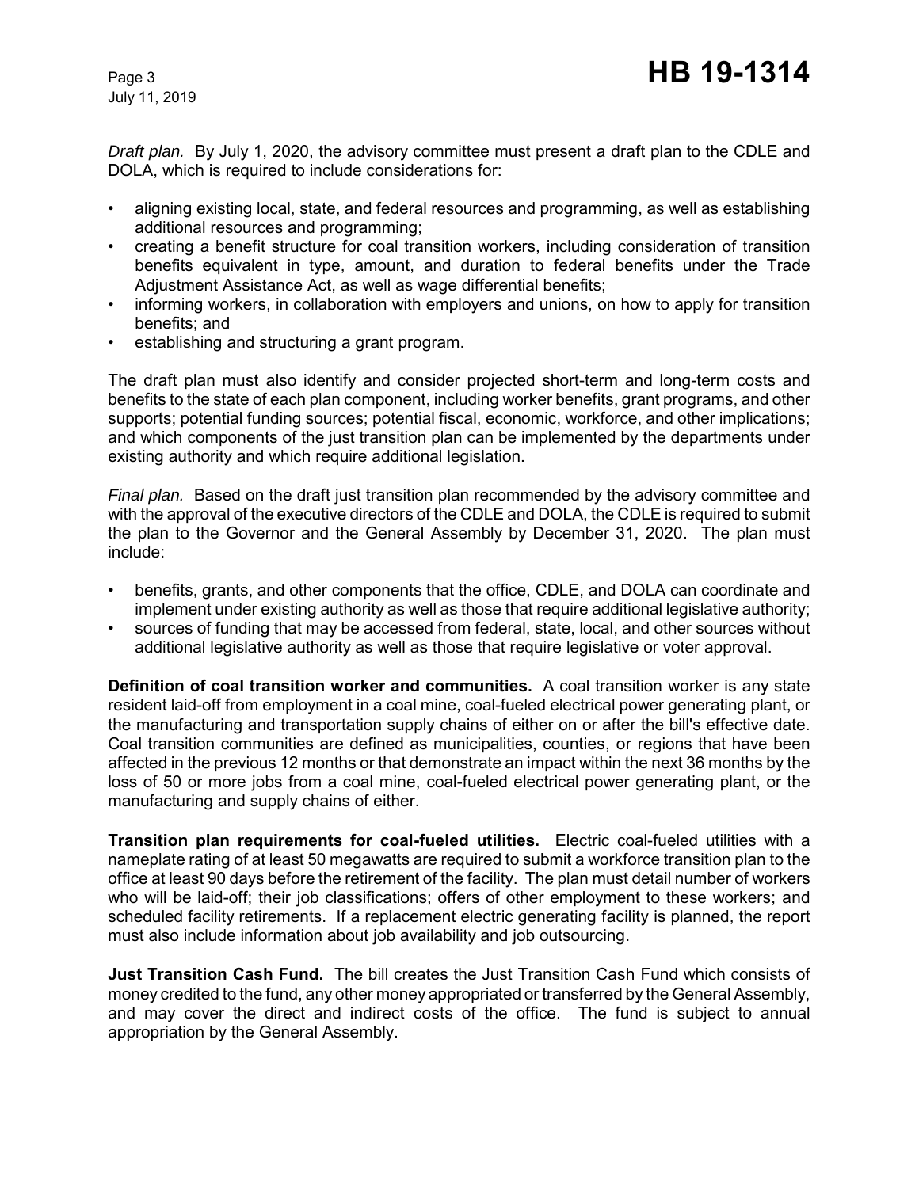*Draft plan.* By July 1, 2020, the advisory committee must present a draft plan to the CDLE and DOLA, which is required to include considerations for:

- aligning existing local, state, and federal resources and programming, as well as establishing additional resources and programming;
- creating a benefit structure for coal transition workers, including consideration of transition benefits equivalent in type, amount, and duration to federal benefits under the Trade Adjustment Assistance Act, as well as wage differential benefits;
- informing workers, in collaboration with employers and unions, on how to apply for transition benefits; and
- establishing and structuring a grant program.

The draft plan must also identify and consider projected short-term and long-term costs and benefits to the state of each plan component, including worker benefits, grant programs, and other supports; potential funding sources; potential fiscal, economic, workforce, and other implications; and which components of the just transition plan can be implemented by the departments under existing authority and which require additional legislation.

*Final plan.* Based on the draft just transition plan recommended by the advisory committee and with the approval of the executive directors of the CDLE and DOLA, the CDLE is required to submit the plan to the Governor and the General Assembly by December 31, 2020. The plan must include:

- benefits, grants, and other components that the office, CDLE, and DOLA can coordinate and implement under existing authority as well as those that require additional legislative authority;
- sources of funding that may be accessed from federal, state, local, and other sources without additional legislative authority as well as those that require legislative or voter approval.

**Definition of coal transition worker and communities.** A coal transition worker is any state resident laid-off from employment in a coal mine, coal-fueled electrical power generating plant, or the manufacturing and transportation supply chains of either on or after the bill's effective date. Coal transition communities are defined as municipalities, counties, or regions that have been affected in the previous 12 months or that demonstrate an impact within the next 36 months by the loss of 50 or more jobs from a coal mine, coal-fueled electrical power generating plant, or the manufacturing and supply chains of either.

**Transition plan requirements for coal-fueled utilities.** Electric coal-fueled utilities with a nameplate rating of at least 50 megawatts are required to submit a workforce transition plan to the office at least 90 days before the retirement of the facility. The plan must detail number of workers who will be laid-off; their job classifications; offers of other employment to these workers; and scheduled facility retirements. If a replacement electric generating facility is planned, the report must also include information about job availability and job outsourcing.

**Just Transition Cash Fund.** The bill creates the Just Transition Cash Fund which consists of money credited to the fund, any other money appropriated or transferred by the General Assembly, and may cover the direct and indirect costs of the office. The fund is subject to annual appropriation by the General Assembly.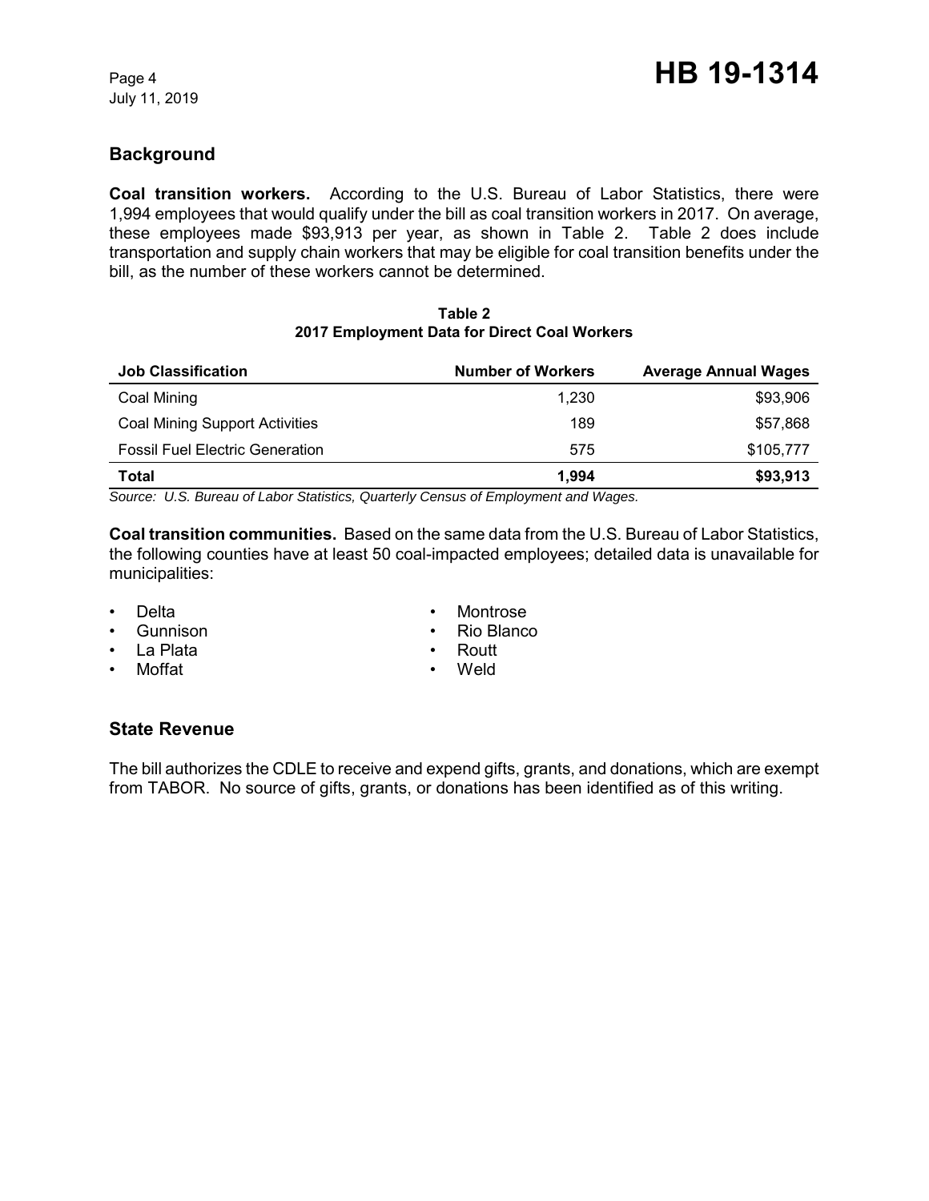## Background

**Coal transition workers.** According to the U.S. Bureau of Labor Statistics, there were 1,994 employees that would qualify under the bill as coal transition workers in 2017. On average, these employees made $93,913 per year, as shown in Table 2. Table 2 does include transportation and supply chain workers that may be eligible for coal transition benefits under the bill, as the number of these workers cannot be determined.

**Table 2**
**2017 Employment Data for Direct Coal Workers**

| Job Classification | Number of Workers | Average Annual Wages |
|---|---:|---:|
| Coal Mining | 1,230 | $93,906 |
| Coal Mining Support Activities | 189 | $57,868 |
| Fossil Fuel Electric Generation | 575 | $105,777 |
| **Total** | **1,994** | **$93,913** |

*Source: U.S. Bureau of Labor Statistics, Quarterly Census of Employment and Wages.*

**Coal transition communities.** Based on the same data from the U.S. Bureau of Labor Statistics, the following counties have at least 50 coal-impacted employees; detailed data is unavailable for municipalities:

- Delta
- Gunnison
- La Plata
- Moffat
- Montrose
- Rio Blanco
- Routt
- Weld

## State Revenue

The bill authorizes the CDLE to receive and expend gifts, grants, and donations, which are exempt from TABOR. No source of gifts, grants, or donations has been identified as of this writing.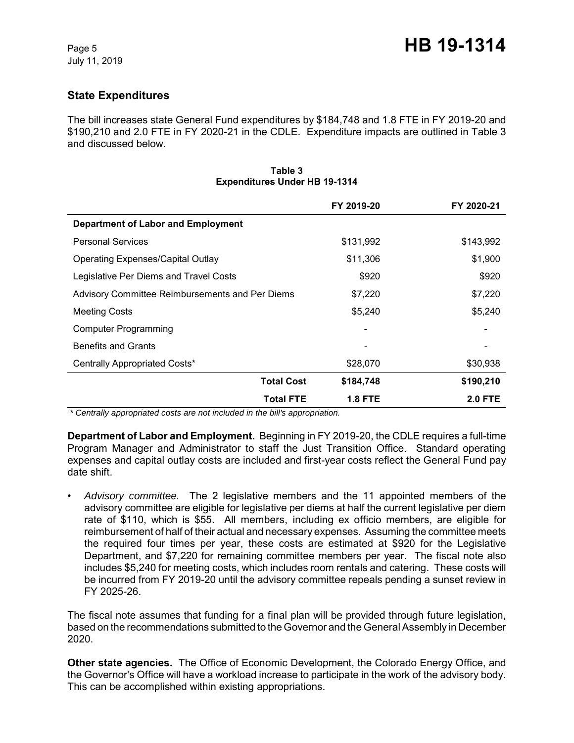## State Expenditures

The bill increases state General Fund expenditures by $184,748 and 1.8 FTE in FY 2019-20 and $190,210 and 2.0 FTE in FY 2020-21 in the CDLE. Expenditure impacts are outlined in Table 3 and discussed below.

**Table 3**
**Expenditures Under HB 19-1314**

| | FY 2019-20 | FY 2020-21 |
|---|---|---|
| **Department of Labor and Employment** | | |
| Personal Services | $131,992 | $143,992 |
| Operating Expenses/Capital Outlay | $11,306 | $1,900 |
| Legislative Per Diems and Travel Costs | $920 | $920 |
| Advisory Committee Reimbursements and Per Diems | $7,220 | $7,220 |
| Meeting Costs | $5,240 | $5,240 |
| Computer Programming | - | - |
| Benefits and Grants | - | - |
| Centrally Appropriated Costs* | $28,070 | $30,938 |
| **Total Cost** | **$184,748** | **$190,210** |
| **Total FTE** | **1.8 FTE** | **2.0 FTE** |

*\* Centrally appropriated costs are not included in the bill's appropriation.*

**Department of Labor and Employment.** Beginning in FY 2019-20, the CDLE requires a full-time Program Manager and Administrator to staff the Just Transition Office. Standard operating expenses and capital outlay costs are included and first-year costs reflect the General Fund pay date shift.

- *Advisory committee.* The 2 legislative members and the 11 appointed members of the advisory committee are eligible for legislative per diems at half the current legislative per diem rate of $110, which is $55. All members, including ex officio members, are eligible for reimbursement of half of their actual and necessary expenses. Assuming the committee meets the required four times per year, these costs are estimated at $920 for the Legislative Department, and $7,220 for remaining committee members per year. The fiscal note also includes $5,240 for meeting costs, which includes room rentals and catering. These costs will be incurred from FY 2019-20 until the advisory committee repeals pending a sunset review in FY 2025-26.

The fiscal note assumes that funding for a final plan will be provided through future legislation, based on the recommendations submitted to the Governor and the General Assembly in December 2020.

**Other state agencies.** The Office of Economic Development, the Colorado Energy Office, and the Governor's Office will have a workload increase to participate in the work of the advisory body. This can be accomplished within existing appropriations.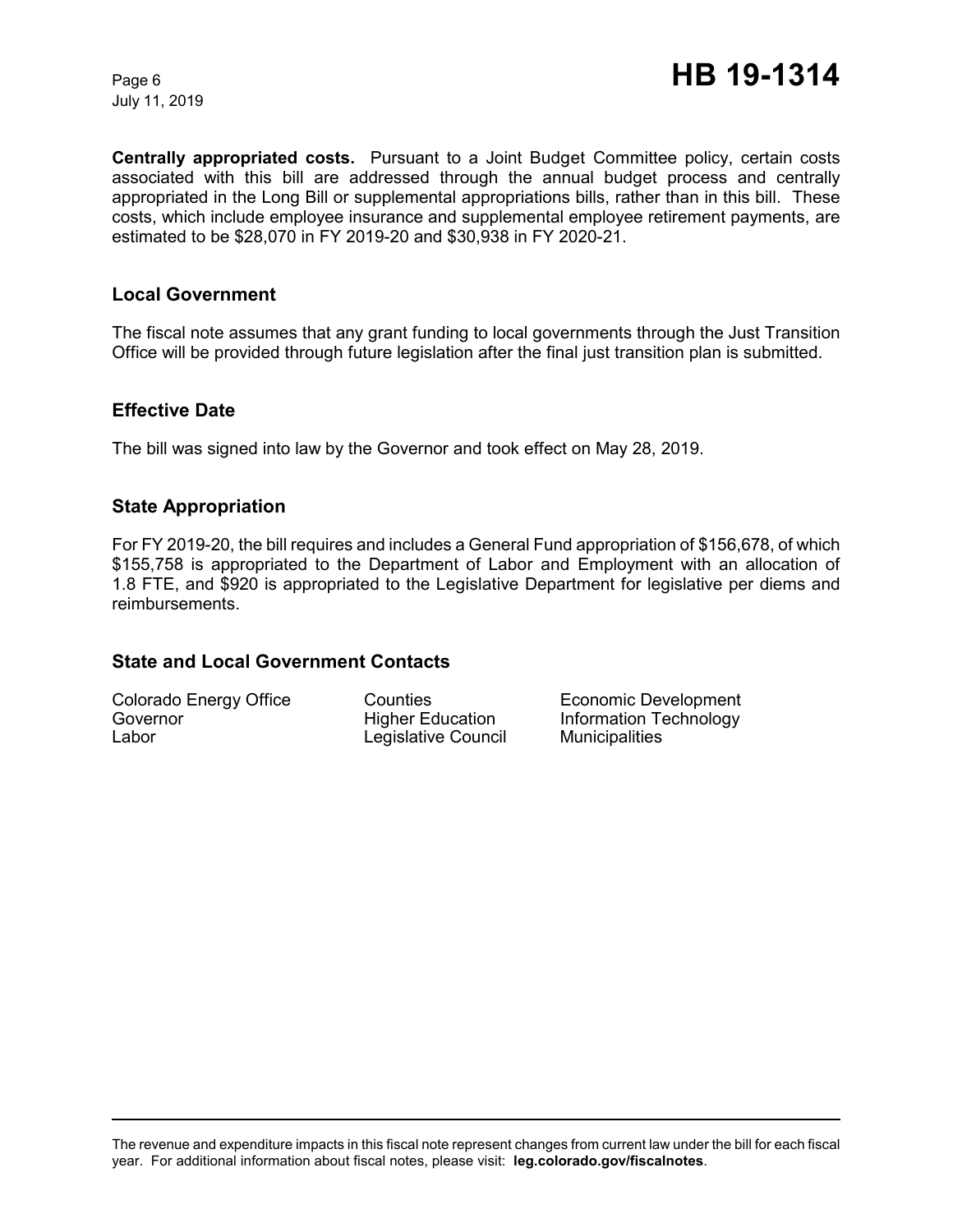**Centrally appropriated costs.** Pursuant to a Joint Budget Committee policy, certain costs associated with this bill are addressed through the annual budget process and centrally appropriated in the Long Bill or supplemental appropriations bills, rather than in this bill. These costs, which include employee insurance and supplemental employee retirement payments, are estimated to be $28,070 in FY 2019-20 and $30,938 in FY 2020-21.

## Local Government

The fiscal note assumes that any grant funding to local governments through the Just Transition Office will be provided through future legislation after the final just transition plan is submitted.

## Effective Date

The bill was signed into law by the Governor and took effect on May 28, 2019.

## State Appropriation

For FY 2019-20, the bill requires and includes a General Fund appropriation of $156,678, of which $155,758 is appropriated to the Department of Labor and Employment with an allocation of 1.8 FTE, and $920 is appropriated to the Legislative Department for legislative per diems and reimbursements.

## State and Local Government Contacts

| | | |
|---|---|---|
| Colorado Energy Office | Counties | Economic Development |
| Governor | Higher Education | Information Technology |
| Labor | Legislative Council | Municipalities |

The revenue and expenditure impacts in this fiscal note represent changes from current law under the bill for each fiscal year. For additional information about fiscal notes, please visit: **leg.colorado.gov/fiscalnotes**.